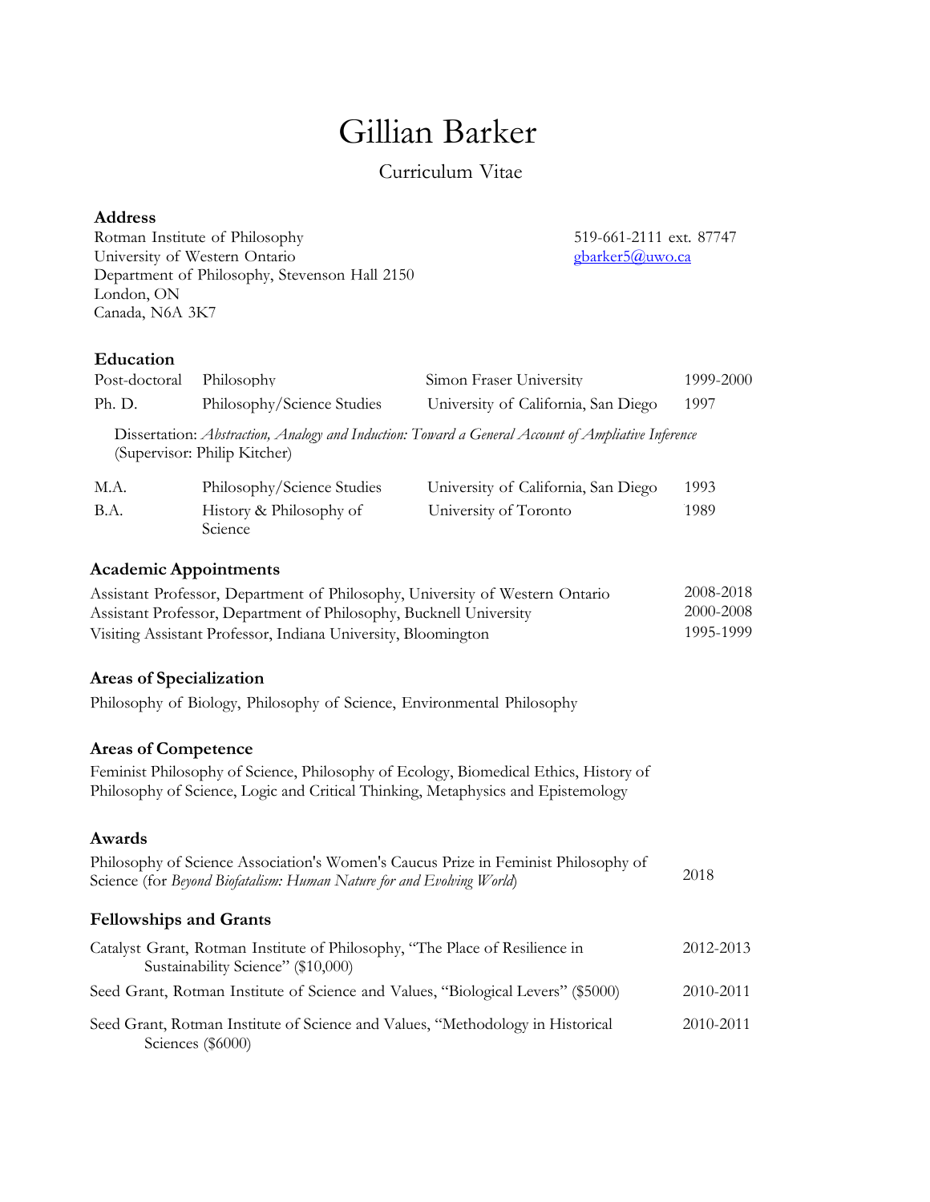# Gillian Barker

Curriculum Vitae

**Address**

Rotman Institute of Philosophy
University of Western Ontario
Department of Philosophy, Stevenson Hall 2150
London, ON
Canada, N6A 3K7

519-661-2111 ext. 87747
gbarker5@uwo.ca

## Education

| | | | |
|---|---|---|---|
| Post-doctoral | Philosophy | Simon Fraser University | 1999-2000 |
| Ph. D. | Philosophy/Science Studies | University of California, San Diego | 1997 |

Dissertation: *Abstraction, Analogy and Induction: Toward a General Account of Ampliative Inference* (Supervisor: Philip Kitcher)

| | | | |
|---|---|---|---|
| M.A. | Philosophy/Science Studies | University of California, San Diego | 1993 |
| B.A. | History & Philosophy of Science | University of Toronto | 1989 |

## Academic Appointments

| | |
|---|---|
| Assistant Professor, Department of Philosophy, University of Western Ontario | 2008-2018 |
| Assistant Professor, Department of Philosophy, Bucknell University | 2000-2008 |
| Visiting Assistant Professor, Indiana University, Bloomington | 1995-1999 |

## Areas of Specialization

Philosophy of Biology, Philosophy of Science, Environmental Philosophy

## Areas of Competence

Feminist Philosophy of Science, Philosophy of Ecology, Biomedical Ethics, History of Philosophy of Science, Logic and Critical Thinking, Metaphysics and Epistemology

## Awards

| | |
|---|---|
| Philosophy of Science Association's Women's Caucus Prize in Feminist Philosophy of Science (for *Beyond Biofatalism: Human Nature for and Evolving World*) | 2018 |

## Fellowships and Grants

| | |
|---|---|
| Catalyst Grant, Rotman Institute of Philosophy, "The Place of Resilience in Sustainability Science" ($10,000) | 2012-2013 |
| Seed Grant, Rotman Institute of Science and Values, "Biological Levers" ($5000) | 2010-2011 |
| Seed Grant, Rotman Institute of Science and Values, "Methodology in Historical Sciences ($6000) | 2010-2011 |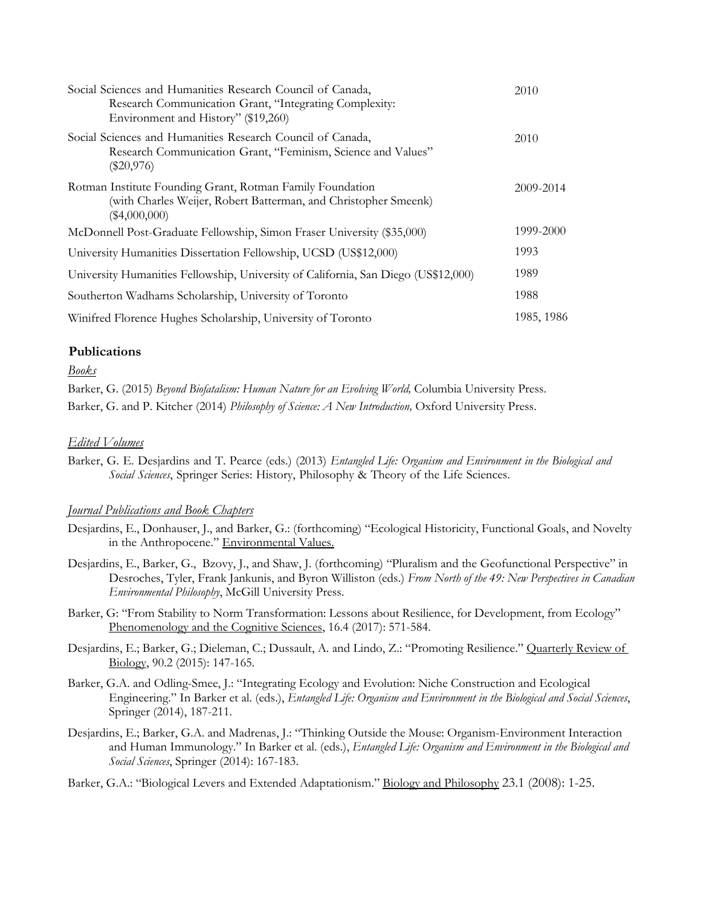| | |
|---|---|
| Social Sciences and Humanities Research Council of Canada, Research Communication Grant, "Integrating Complexity: Environment and History" ($19,260) | 2010 |
| Social Sciences and Humanities Research Council of Canada, Research Communication Grant, "Feminism, Science and Values" ($20,976) | 2010 |
| Rotman Institute Founding Grant, Rotman Family Foundation (with Charles Weijer, Robert Batterman, and Christopher Smeenk) ($4,000,000) | 2009-2014 |
| McDonnell Post-Graduate Fellowship, Simon Fraser University ($35,000) | 1999-2000 |
| University Humanities Dissertation Fellowship, UCSD (US$12,000) | 1993 |
| University Humanities Fellowship, University of California, San Diego (US$12,000) | 1989 |
| Southerton Wadhams Scholarship, University of Toronto | 1988 |
| Winifred Florence Hughes Scholarship, University of Toronto | 1985, 1986 |

## Publications

### *Books*

Barker, G. (2015) *Beyond Biofatalism: Human Nature for an Evolving World,* Columbia University Press.

Barker, G. and P. Kitcher (2014) *Philosophy of Science: A New Introduction,* Oxford University Press.

### *Edited Volumes*

Barker, G. E. Desjardins and T. Pearce (eds.) (2013) *Entangled Life: Organism and Environment in the Biological and Social Sciences*, Springer Series: History, Philosophy & Theory of the Life Sciences.

### *Journal Publications and Book Chapters*

Desjardins, E., Donhauser, J., and Barker, G.: (forthcoming) "Ecological Historicity, Functional Goals, and Novelty in the Anthropocene." Environmental Values.

Desjardins, E., Barker, G., Bzovy, J., and Shaw, J. (forthcoming) "Pluralism and the Geofunctional Perspective" in Desroches, Tyler, Frank Jankunis, and Byron Williston (eds.) *From North of the 49: New Perspectives in Canadian Environmental Philosophy*, McGill University Press.

Barker, G: "From Stability to Norm Transformation: Lessons about Resilience, for Development, from Ecology" Phenomenology and the Cognitive Sciences, 16.4 (2017): 571-584.

Desjardins, E.; Barker, G.; Dieleman, C.; Dussault, A. and Lindo, Z.: "Promoting Resilience." Quarterly Review of Biology, 90.2 (2015): 147-165.

Barker, G.A. and Odling-Smee, J.: "Integrating Ecology and Evolution: Niche Construction and Ecological Engineering." In Barker et al. (eds.), *Entangled Life: Organism and Environment in the Biological and Social Sciences*, Springer (2014), 187-211.

Desjardins, E.; Barker, G.A. and Madrenas, J.: "Thinking Outside the Mouse: Organism-Environment Interaction and Human Immunology." In Barker et al. (eds.), *Entangled Life: Organism and Environment in the Biological and Social Sciences*, Springer (2014): 167-183.

Barker, G.A.: "Biological Levers and Extended Adaptationism." Biology and Philosophy 23.1 (2008): 1-25.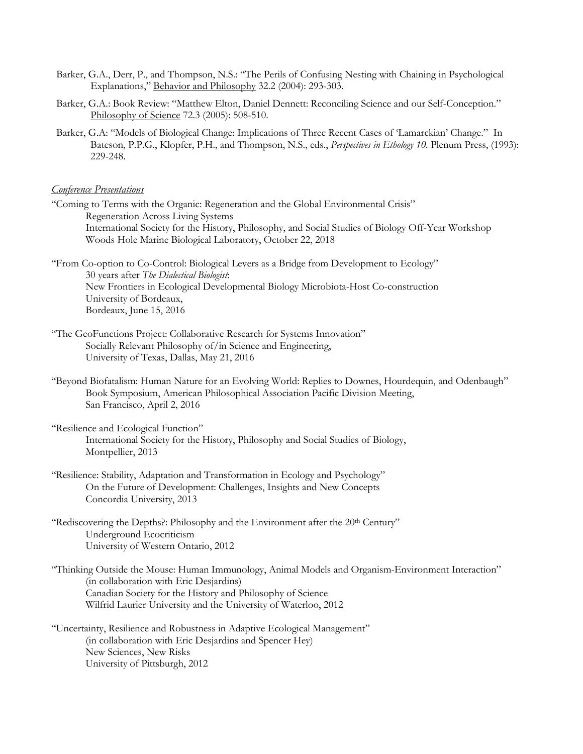Barker, G.A., Derr, P., and Thompson, N.S.: "The Perils of Confusing Nesting with Chaining in Psychological Explanations," Behavior and Philosophy 32.2 (2004): 293-303.

Barker, G.A.: Book Review: "Matthew Elton, Daniel Dennett: Reconciling Science and our Self-Conception." Philosophy of Science 72.3 (2005): 508-510.

Barker, G.A: "Models of Biological Change: Implications of Three Recent Cases of 'Lamarckian' Change." In Bateson, P.P.G., Klopfer, P.H., and Thompson, N.S., eds., *Perspectives in Ethology 10*. Plenum Press, (1993): 229-248.

*Conference Presentations*

"Coming to Terms with the Organic: Regeneration and the Global Environmental Crisis"
Regeneration Across Living Systems
International Society for the History, Philosophy, and Social Studies of Biology Off-Year Workshop
Woods Hole Marine Biological Laboratory, October 22, 2018

"From Co-option to Co-Control: Biological Levers as a Bridge from Development to Ecology"
30 years after *The Dialectical Biologist*:
New Frontiers in Ecological Developmental Biology Microbiota-Host Co-construction
University of Bordeaux,
Bordeaux, June 15, 2016

"The GeoFunctions Project: Collaborative Research for Systems Innovation"
Socially Relevant Philosophy of/in Science and Engineering,
University of Texas, Dallas, May 21, 2016

"Beyond Biofatalism: Human Nature for an Evolving World: Replies to Downes, Hourdequin, and Odenbaugh"
Book Symposium, American Philosophical Association Pacific Division Meeting,
San Francisco, April 2, 2016

"Resilience and Ecological Function"
International Society for the History, Philosophy and Social Studies of Biology,
Montpellier, 2013

"Resilience: Stability, Adaptation and Transformation in Ecology and Psychology"
On the Future of Development: Challenges, Insights and New Concepts
Concordia University, 2013

"Rediscovering the Depths?: Philosophy and the Environment after the 20th Century"
Underground Ecocriticism
University of Western Ontario, 2012

"Thinking Outside the Mouse: Human Immunology, Animal Models and Organism-Environment Interaction"
(in collaboration with Eric Desjardins)
Canadian Society for the History and Philosophy of Science
Wilfrid Laurier University and the University of Waterloo, 2012

"Uncertainty, Resilience and Robustness in Adaptive Ecological Management"
(in collaboration with Eric Desjardins and Spencer Hey)
New Sciences, New Risks
University of Pittsburgh, 2012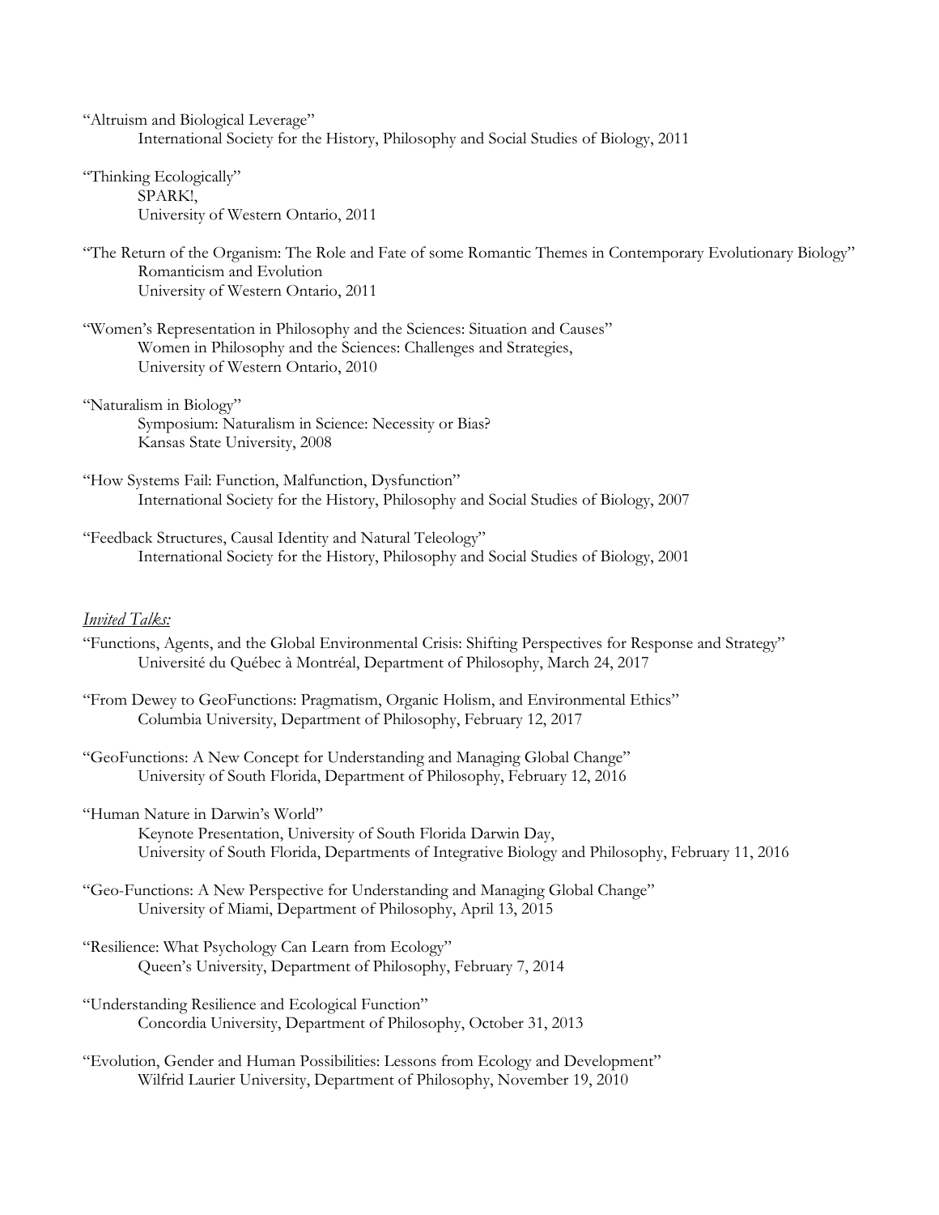"Altruism and Biological Leverage"
  International Society for the History, Philosophy and Social Studies of Biology, 2011

"Thinking Ecologically"
  SPARK!,
  University of Western Ontario, 2011

"The Return of the Organism: The Role and Fate of some Romantic Themes in Contemporary Evolutionary Biology"
  Romanticism and Evolution
  University of Western Ontario, 2011

"Women's Representation in Philosophy and the Sciences: Situation and Causes"
  Women in Philosophy and the Sciences: Challenges and Strategies,
  University of Western Ontario, 2010

"Naturalism in Biology"
  Symposium: Naturalism in Science: Necessity or Bias?
  Kansas State University, 2008

"How Systems Fail: Function, Malfunction, Dysfunction"
  International Society for the History, Philosophy and Social Studies of Biology, 2007

"Feedback Structures, Causal Identity and Natural Teleology"
  International Society for the History, Philosophy and Social Studies of Biology, 2001

*Invited Talks:*

"Functions, Agents, and the Global Environmental Crisis: Shifting Perspectives for Response and Strategy"
  Université du Québec à Montréal, Department of Philosophy, March 24, 2017

"From Dewey to GeoFunctions: Pragmatism, Organic Holism, and Environmental Ethics"
  Columbia University, Department of Philosophy, February 12, 2017

"GeoFunctions: A New Concept for Understanding and Managing Global Change"
  University of South Florida, Department of Philosophy, February 12, 2016

"Human Nature in Darwin's World"
  Keynote Presentation, University of South Florida Darwin Day,
  University of South Florida, Departments of Integrative Biology and Philosophy, February 11, 2016

"Geo-Functions: A New Perspective for Understanding and Managing Global Change"
  University of Miami, Department of Philosophy, April 13, 2015

"Resilience: What Psychology Can Learn from Ecology"
  Queen's University, Department of Philosophy, February 7, 2014

"Understanding Resilience and Ecological Function"
  Concordia University, Department of Philosophy, October 31, 2013

"Evolution, Gender and Human Possibilities: Lessons from Ecology and Development"
  Wilfrid Laurier University, Department of Philosophy, November 19, 2010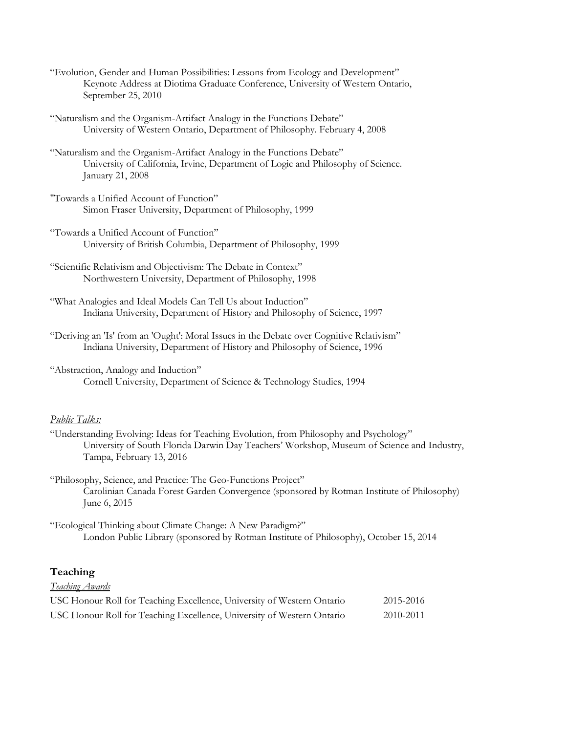"Evolution, Gender and Human Possibilities: Lessons from Ecology and Development"
Keynote Address at Diotima Graduate Conference, University of Western Ontario, September 25, 2010

"Naturalism and the Organism-Artifact Analogy in the Functions Debate"
University of Western Ontario, Department of Philosophy. February 4, 2008

"Naturalism and the Organism-Artifact Analogy in the Functions Debate"
University of California, Irvine, Department of Logic and Philosophy of Science. January 21, 2008

"Towards a Unified Account of Function"
Simon Fraser University, Department of Philosophy, 1999

"Towards a Unified Account of Function"
University of British Columbia, Department of Philosophy, 1999

"Scientific Relativism and Objectivism: The Debate in Context"
Northwestern University, Department of Philosophy, 1998

"What Analogies and Ideal Models Can Tell Us about Induction"
Indiana University, Department of History and Philosophy of Science, 1997

"Deriving an 'Is' from an 'Ought': Moral Issues in the Debate over Cognitive Relativism"
Indiana University, Department of History and Philosophy of Science, 1996

"Abstraction, Analogy and Induction"
Cornell University, Department of Science & Technology Studies, 1994

*Public Talks:*

"Understanding Evolving: Ideas for Teaching Evolution, from Philosophy and Psychology"
University of South Florida Darwin Day Teachers' Workshop, Museum of Science and Industry, Tampa, February 13, 2016

"Philosophy, Science, and Practice: The Geo-Functions Project"
Carolinian Canada Forest Garden Convergence (sponsored by Rotman Institute of Philosophy) June 6, 2015

"Ecological Thinking about Climate Change: A New Paradigm?"
London Public Library (sponsored by Rotman Institute of Philosophy), October 15, 2014

## Teaching

*Teaching Awards*

USC Honour Roll for Teaching Excellence, University of Western Ontario 2015-2016
USC Honour Roll for Teaching Excellence, University of Western Ontario 2010-2011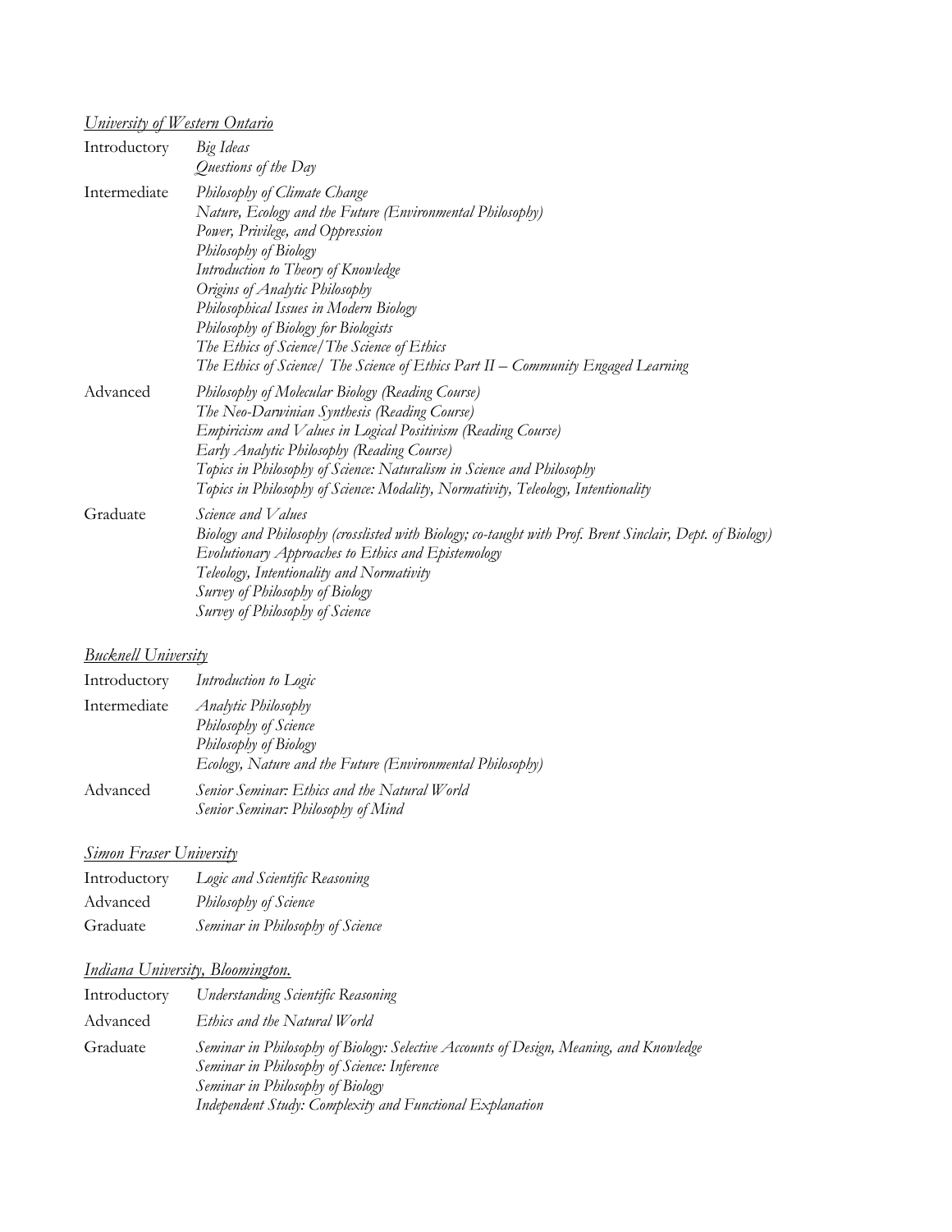<u>*University of Western Ontario*</u>

| | |
|---|---|
| Introductory | *Big Ideas*<br>*Questions of the Day* |
| Intermediate | *Philosophy of Climate Change*<br>*Nature, Ecology and the Future (Environmental Philosophy)*<br>*Power, Privilege, and Oppression*<br>*Philosophy of Biology*<br>*Introduction to Theory of Knowledge*<br>*Origins of Analytic Philosophy*<br>*Philosophical Issues in Modern Biology*<br>*Philosophy of Biology for Biologists*<br>*The Ethics of Science/The Science of Ethics*<br>*The Ethics of Science/ The Science of Ethics Part II – Community Engaged Learning* |
| Advanced | *Philosophy of Molecular Biology (Reading Course)*<br>*The Neo-Darwinian Synthesis (Reading Course)*<br>*Empiricism and Values in Logical Positivism (Reading Course)*<br>*Early Analytic Philosophy (Reading Course)*<br>*Topics in Philosophy of Science: Naturalism in Science and Philosophy*<br>*Topics in Philosophy of Science: Modality, Normativity, Teleology, Intentionality* |
| Graduate | *Science and Values*<br>*Biology and Philosophy (crosslisted with Biology; co-taught with Prof. Brent Sinclair, Dept. of Biology)*<br>*Evolutionary Approaches to Ethics and Epistemology*<br>*Teleology, Intentionality and Normativity*<br>*Survey of Philosophy of Biology*<br>*Survey of Philosophy of Science* |

<u>*Bucknell University*</u>

| | |
|---|---|
| Introductory | *Introduction to Logic* |
| Intermediate | *Analytic Philosophy*<br>*Philosophy of Science*<br>*Philosophy of Biology*<br>*Ecology, Nature and the Future (Environmental Philosophy)* |
| Advanced | *Senior Seminar: Ethics and the Natural World*<br>*Senior Seminar: Philosophy of Mind* |

<u>*Simon Fraser University*</u>

| | |
|---|---|
| Introductory | *Logic and Scientific Reasoning* |
| Advanced | *Philosophy of Science* |
| Graduate | *Seminar in Philosophy of Science* |

<u>*Indiana University, Bloomington.*</u>

| | |
|---|---|
| Introductory | *Understanding Scientific Reasoning* |
| Advanced | *Ethics and the Natural World* |
| Graduate | *Seminar in Philosophy of Biology: Selective Accounts of Design, Meaning, and Knowledge*<br>*Seminar in Philosophy of Science: Inference*<br>*Seminar in Philosophy of Biology*<br>*Independent Study: Complexity and Functional Explanation* |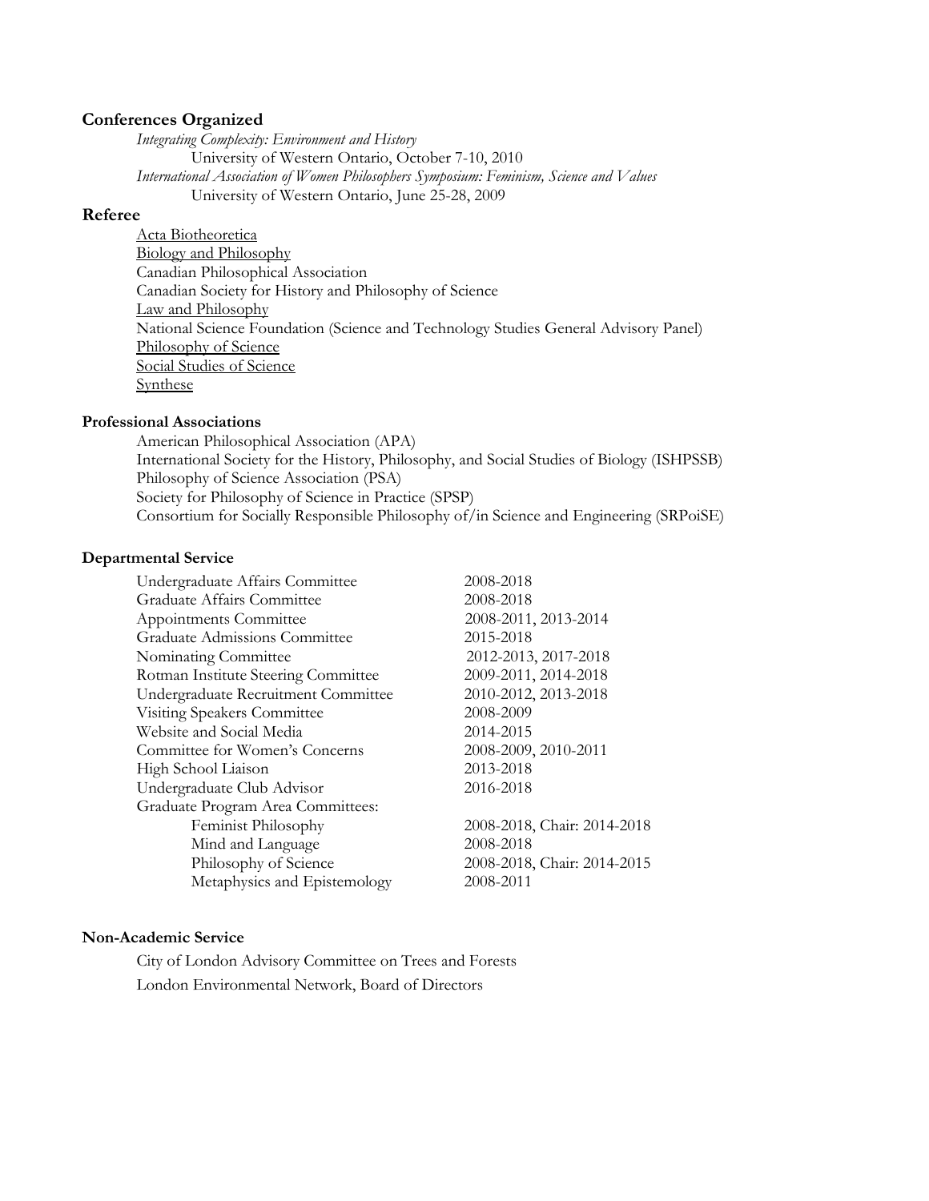### Conferences Organized

*Integrating Complexity: Environment and History*
University of Western Ontario, October 7-10, 2010

*International Association of Women Philosophers Symposium: Feminism, Science and Values*
University of Western Ontario, June 25-28, 2009

### Referee

Acta Biotheoretica
Biology and Philosophy
Canadian Philosophical Association
Canadian Society for History and Philosophy of Science
Law and Philosophy
National Science Foundation (Science and Technology Studies General Advisory Panel)
Philosophy of Science
Social Studies of Science
Synthese

### Professional Associations

American Philosophical Association (APA)
International Society for the History, Philosophy, and Social Studies of Biology (ISHPSSB)
Philosophy of Science Association (PSA)
Society for Philosophy of Science in Practice (SPSP)
Consortium for Socially Responsible Philosophy of/in Science and Engineering (SRPoiSE)

### Departmental Service

| | |
|---|---|
| Undergraduate Affairs Committee | 2008-2018 |
| Graduate Affairs Committee | 2008-2018 |
| Appointments Committee | 2008-2011, 2013-2014 |
| Graduate Admissions Committee | 2015-2018 |
| Nominating Committee | 2012-2013, 2017-2018 |
| Rotman Institute Steering Committee | 2009-2011, 2014-2018 |
| Undergraduate Recruitment Committee | 2010-2012, 2013-2018 |
| Visiting Speakers Committee | 2008-2009 |
| Website and Social Media | 2014-2015 |
| Committee for Women's Concerns | 2008-2009, 2010-2011 |
| High School Liaison | 2013-2018 |
| Undergraduate Club Advisor | 2016-2018 |
| Graduate Program Area Committees: | |
| Feminist Philosophy | 2008-2018, Chair: 2014-2018 |
| Mind and Language | 2008-2018 |
| Philosophy of Science | 2008-2018, Chair: 2014-2015 |
| Metaphysics and Epistemology | 2008-2011 |

### Non-Academic Service

City of London Advisory Committee on Trees and Forests
London Environmental Network, Board of Directors